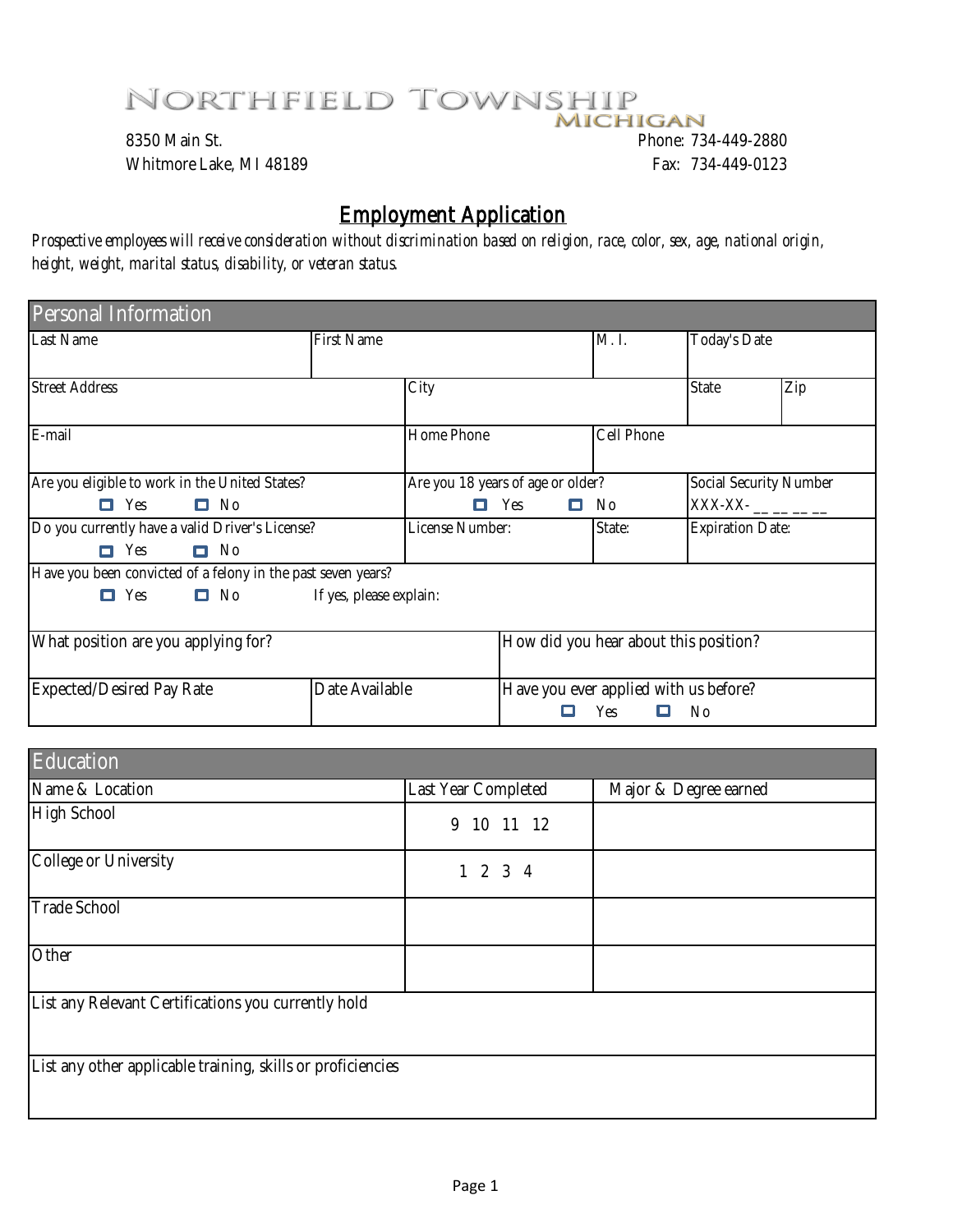# NORTHFIELD TOWNSHIP
MICHIGAN

8350 Main St.
Whitmore Lake, MI 48189

Phone: 734-449-2880
Fax: 734-449-0123

## Employment Application

*Prospective employees will receive consideration without discrimination based on religion, race, color, sex, age, national origin, height, weight, marital status, disability, or veteran status.*

### Personal Information

| Last Name | First Name | M. I. | Today's Date |
|---|---|---|---|
| | | | |

| Street Address | City | State | Zip |
|---|---|---|---|
| | | | |

| E-mail | Home Phone | Cell Phone |
|---|---|---|
| | | |

| Are you eligible to work in the United States? | Are you 18 years of age or older? | Social Security Number |
|---|---|---|
| ☐ Yes ☐ No | ☐ Yes ☐ No | XXX-XX- __ __ __ __ |

| Do you currently have a valid Driver's License? | License Number: | State: | Expiration Date: |
|---|---|---|---|
| ☐ Yes ☐ No | | | |

Have you been convicted of a felony in the past seven years?
☐ Yes ☐ No If yes, please explain:

| What position are you applying for? | How did you hear about this position? |
|---|---|
| | |

| Expected/Desired Pay Rate | Date Available | Have you ever applied with us before? |
|---|---|---|
| | | ☐ Yes ☐ No |

### Education

| Name & Location | Last Year Completed | Major & Degree earned |
|---|---|---|
| High School | 9 10 11 12 | |
| College or University | 1 2 3 4 | |
| Trade School | | |
| Other | | |

List any Relevant Certifications you currently hold

List any other applicable training, skills or proficiencies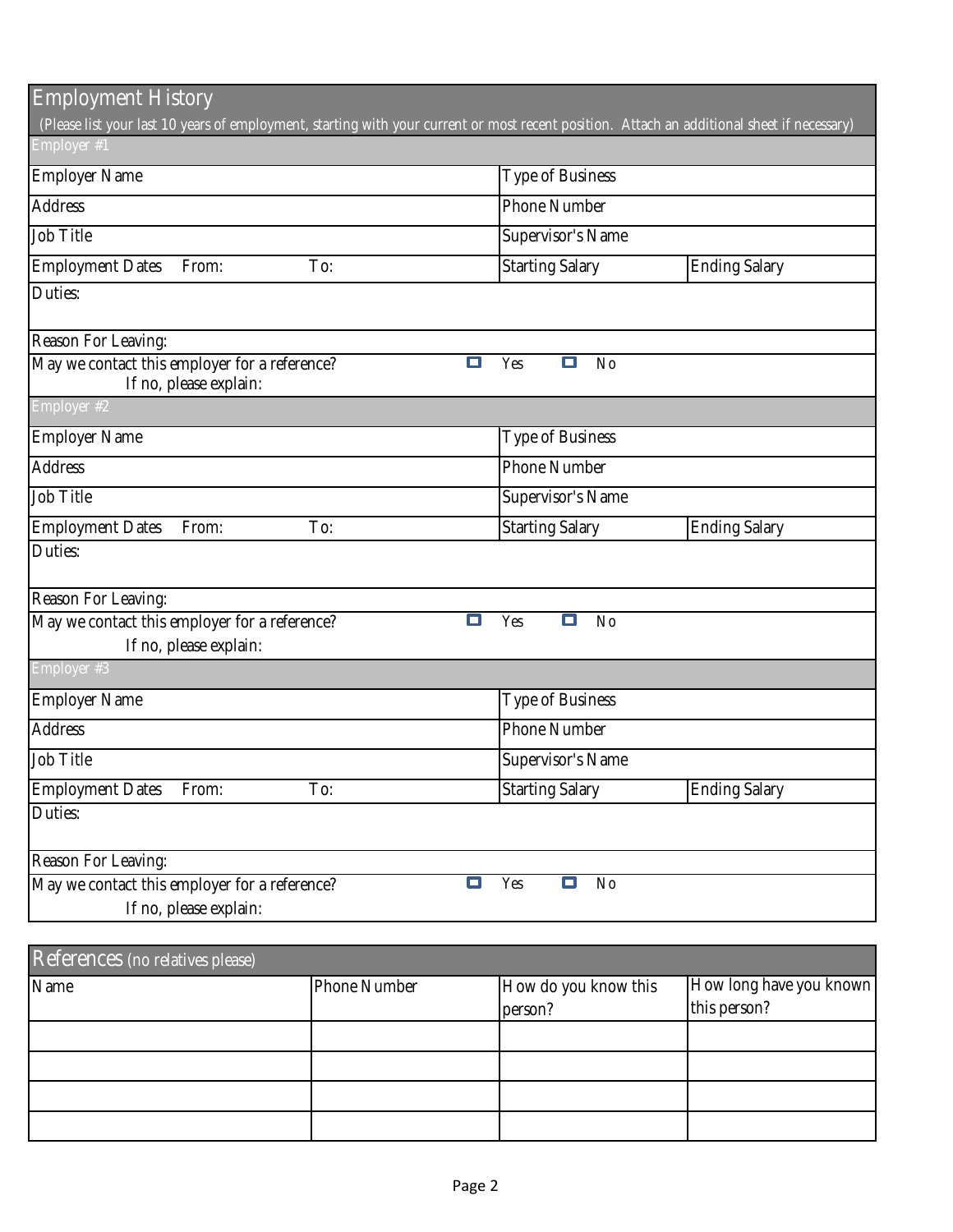## Employment History

(Please list your last 10 years of employment, starting with your current or most recent position. Attach an additional sheet if necessary)

### Employer #1

| | | | |
|---|---|---|---|
| Employer Name | | Type of Business | |
| Address | | Phone Number | |
| Job Title | | Supervisor's Name | |
| Employment Dates From: | To: | Starting Salary | Ending Salary |

Duties:

Reason For Leaving:

May we contact this employer for a reference? ☐ Yes ☐ No

If no, please explain:

### Employer #2

| | | | |
|---|---|---|---|
| Employer Name | | Type of Business | |
| Address | | Phone Number | |
| Job Title | | Supervisor's Name | |
| Employment Dates From: | To: | Starting Salary | Ending Salary |

Duties:

Reason For Leaving:

May we contact this employer for a reference? ☐ Yes ☐ No

If no, please explain:

### Employer #3

| | | | |
|---|---|---|---|
| Employer Name | | Type of Business | |
| Address | | Phone Number | |
| Job Title | | Supervisor's Name | |
| Employment Dates From: | To: | Starting Salary | Ending Salary |

Duties:

Reason For Leaving:

May we contact this employer for a reference? ☐ Yes ☐ No

If no, please explain:

## References (no relatives please)

| Name | Phone Number | How do you know this person? | How long have you known this person? |
|---|---|---|---|
| | | | |
| | | | |
| | | | |
| | | | |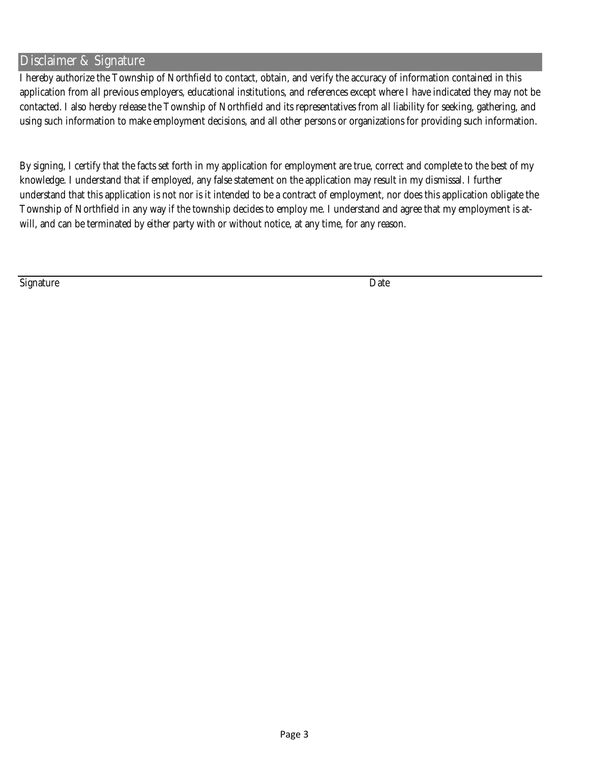## Disclaimer & Signature

I hereby authorize the Township of Northfield to contact, obtain, and verify the accuracy of information contained in this application from all previous employers, educational institutions, and references except where I have indicated they may not be contacted. I also hereby release the Township of Northfield and its representatives from all liability for seeking, gathering, and using such information to make employment decisions, and all other persons or organizations for providing such information.

By signing, I certify that the facts set forth in my application for employment are true, correct and complete to the best of my knowledge. I understand that if employed, any false statement on the application may result in my dismissal. I further understand that this application is not nor is it intended to be a contract of employment, nor does this application obligate the Township of Northfield in any way if the township decides to employ me. I understand and agree that my employment is at-will, and can be terminated by either party with or without notice, at any time, for any reason.

Signature　　　　　　　　　　　　　　　　　　　　　　　　　　　　　Date